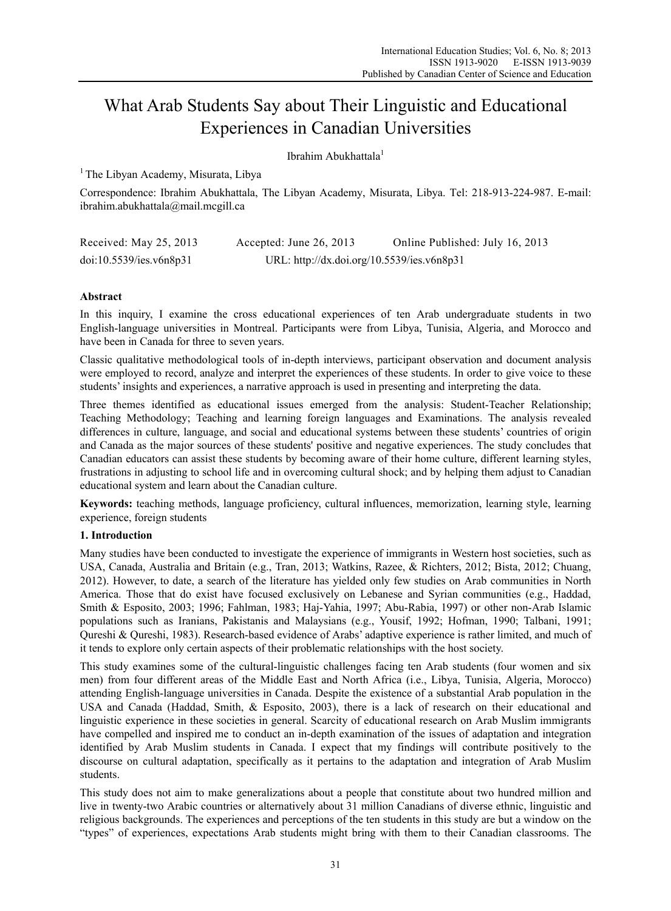# What Arab Students Say about Their Linguistic and Educational Experiences in Canadian Universities

Ibrahim Abukhattala[1]

[1] The Libyan Academy, Misurata, Libya

Correspondence: Ibrahim Abukhattala, The Libyan Academy, Misurata, Libya. Tel: 218-913-224-987. E-mail: ibrahim.abukhattala@mail.mcgill.ca

Received: May 25, 2013    Accepted: June 26, 2013    Online Published: July 16, 2013

doi:10.5539/ies.v6n8p31    URL: http://dx.doi.org/10.5539/ies.v6n8p31

## Abstract

In this inquiry, I examine the cross educational experiences of ten Arab undergraduate students in two English-language universities in Montreal. Participants were from Libya, Tunisia, Algeria, and Morocco and have been in Canada for three to seven years.

Classic qualitative methodological tools of in-depth interviews, participant observation and document analysis were employed to record, analyze and interpret the experiences of these students. In order to give voice to these students' insights and experiences, a narrative approach is used in presenting and interpreting the data.

Three themes identified as educational issues emerged from the analysis: Student-Teacher Relationship; Teaching Methodology; Teaching and learning foreign languages and Examinations. The analysis revealed differences in culture, language, and social and educational systems between these students' countries of origin and Canada as the major sources of these students' positive and negative experiences. The study concludes that Canadian educators can assist these students by becoming aware of their home culture, different learning styles, frustrations in adjusting to school life and in overcoming cultural shock; and by helping them adjust to Canadian educational system and learn about the Canadian culture.

**Keywords:** teaching methods, language proficiency, cultural influences, memorization, learning style, learning experience, foreign students

## 1. Introduction

Many studies have been conducted to investigate the experience of immigrants in Western host societies, such as USA, Canada, Australia and Britain (e.g., Tran, 2013; Watkins, Razee, & Richters, 2012; Bista, 2012; Chuang, 2012). However, to date, a search of the literature has yielded only few studies on Arab communities in North America. Those that do exist have focused exclusively on Lebanese and Syrian communities (e.g., Haddad, Smith & Esposito, 2003; 1996; Fahlman, 1983; Haj-Yahia, 1997; Abu-Rabia, 1997) or other non-Arab Islamic populations such as Iranians, Pakistanis and Malaysians (e.g., Yousif, 1992; Hofman, 1990; Talbani, 1991; Qureshi & Qureshi, 1983). Research-based evidence of Arabs' adaptive experience is rather limited, and much of it tends to explore only certain aspects of their problematic relationships with the host society.

This study examines some of the cultural-linguistic challenges facing ten Arab students (four women and six men) from four different areas of the Middle East and North Africa (i.e., Libya, Tunisia, Algeria, Morocco) attending English-language universities in Canada. Despite the existence of a substantial Arab population in the USA and Canada (Haddad, Smith, & Esposito, 2003), there is a lack of research on their educational and linguistic experience in these societies in general. Scarcity of educational research on Arab Muslim immigrants have compelled and inspired me to conduct an in-depth examination of the issues of adaptation and integration identified by Arab Muslim students in Canada. I expect that my findings will contribute positively to the discourse on cultural adaptation, specifically as it pertains to the adaptation and integration of Arab Muslim students.

This study does not aim to make generalizations about a people that constitute about two hundred million and live in twenty-two Arabic countries or alternatively about 31 million Canadians of diverse ethnic, linguistic and religious backgrounds. The experiences and perceptions of the ten students in this study are but a window on the "types" of experiences, expectations Arab students might bring with them to their Canadian classrooms. The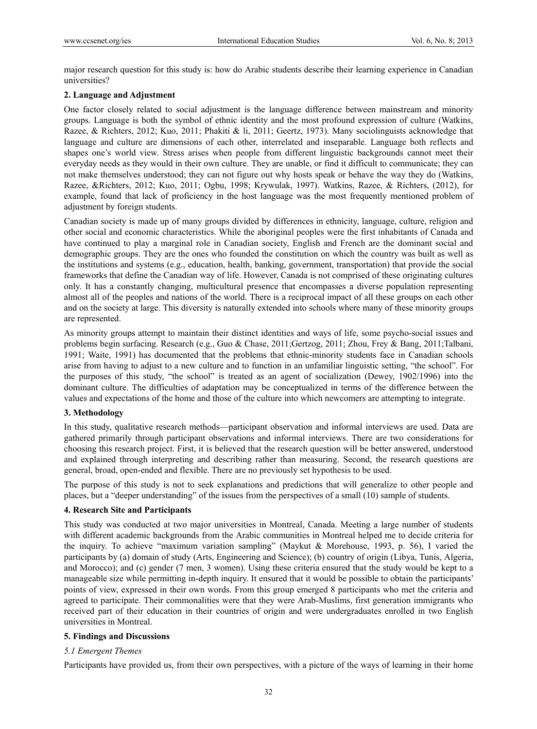major research question for this study is: how do Arabic students describe their learning experience in Canadian universities?

## 2. Language and Adjustment

One factor closely related to social adjustment is the language difference between mainstream and minority groups. Language is both the symbol of ethnic identity and the most profound expression of culture (Watkins, Razee, & Richters, 2012; Kuo, 2011; Phakiti & li, 2011; Geertz, 1973). Many sociolinguists acknowledge that language and culture are dimensions of each other, interrelated and inseparable. Language both reflects and shapes one's world view. Stress arises when people from different linguistic backgrounds cannot meet their everyday needs as they would in their own culture. They are unable, or find it difficult to communicate; they can not make themselves understood; they can not figure out why hosts speak or behave the way they do (Watkins, Razee, &Richters, 2012; Kuo, 2011; Ogbu, 1998; Krywulak, 1997). Watkins, Razee, & Richters, (2012), for example, found that lack of proficiency in the host language was the most frequently mentioned problem of adjustment by foreign students.

Canadian society is made up of many groups divided by differences in ethnicity, language, culture, religion and other social and economic characteristics. While the aboriginal peoples were the first inhabitants of Canada and have continued to play a marginal role in Canadian society, English and French are the dominant social and demographic groups. They are the ones who founded the constitution on which the country was built as well as the institutions and systems (e.g., education, health, banking, government, transportation) that provide the social frameworks that define the Canadian way of life. However, Canada is not comprised of these originating cultures only. It has a constantly changing, multicultural presence that encompasses a diverse population representing almost all of the peoples and nations of the world. There is a reciprocal impact of all these groups on each other and on the society at large. This diversity is naturally extended into schools where many of these minority groups are represented.

As minority groups attempt to maintain their distinct identities and ways of life, some psycho-social issues and problems begin surfacing. Research (e.g., Guo & Chase, 2011;Gertzog, 2011; Zhou, Frey & Bang, 2011;Talbani, 1991; Waite, 1991) has documented that the problems that ethnic-minority students face in Canadian schools arise from having to adjust to a new culture and to function in an unfamiliar linguistic setting, "the school". For the purposes of this study, "the school" is treated as an agent of socialization (Dewey, 1902/1996) into the dominant culture. The difficulties of adaptation may be conceptualized in terms of the difference between the values and expectations of the home and those of the culture into which newcomers are attempting to integrate.

## 3. Methodology

In this study, qualitative research methods—participant observation and informal interviews are used. Data are gathered primarily through participant observations and informal interviews. There are two considerations for choosing this research project. First, it is believed that the research question will be better answered, understood and explained through interpreting and describing rather than measuring. Second, the research questions are general, broad, open-ended and flexible. There are no previously set hypothesis to be used.

The purpose of this study is not to seek explanations and predictions that will generalize to other people and places, but a "deeper understanding" of the issues from the perspectives of a small (10) sample of students.

## 4. Research Site and Participants

This study was conducted at two major universities in Montreal, Canada. Meeting a large number of students with different academic backgrounds from the Arabic communities in Montreal helped me to decide criteria for the inquiry. To achieve "maximum variation sampling" (Maykut & Morehouse, 1993, p. 56), I varied the participants by (a) domain of study (Arts, Engineering and Science); (b) country of origin (Libya, Tunis, Algeria, and Morocco); and (c) gender (7 men, 3 women). Using these criteria ensured that the study would be kept to a manageable size while permitting in-depth inquiry. It ensured that it would be possible to obtain the participants' points of view, expressed in their own words. From this group emerged 8 participants who met the criteria and agreed to participate. Their commonalities were that they were Arab-Muslims, first generation immigrants who received part of their education in their countries of origin and were undergraduates enrolled in two English universities in Montreal.

## 5. Findings and Discussions

### *5.1 Emergent Themes*

Participants have provided us, from their own perspectives, with a picture of the ways of learning in their home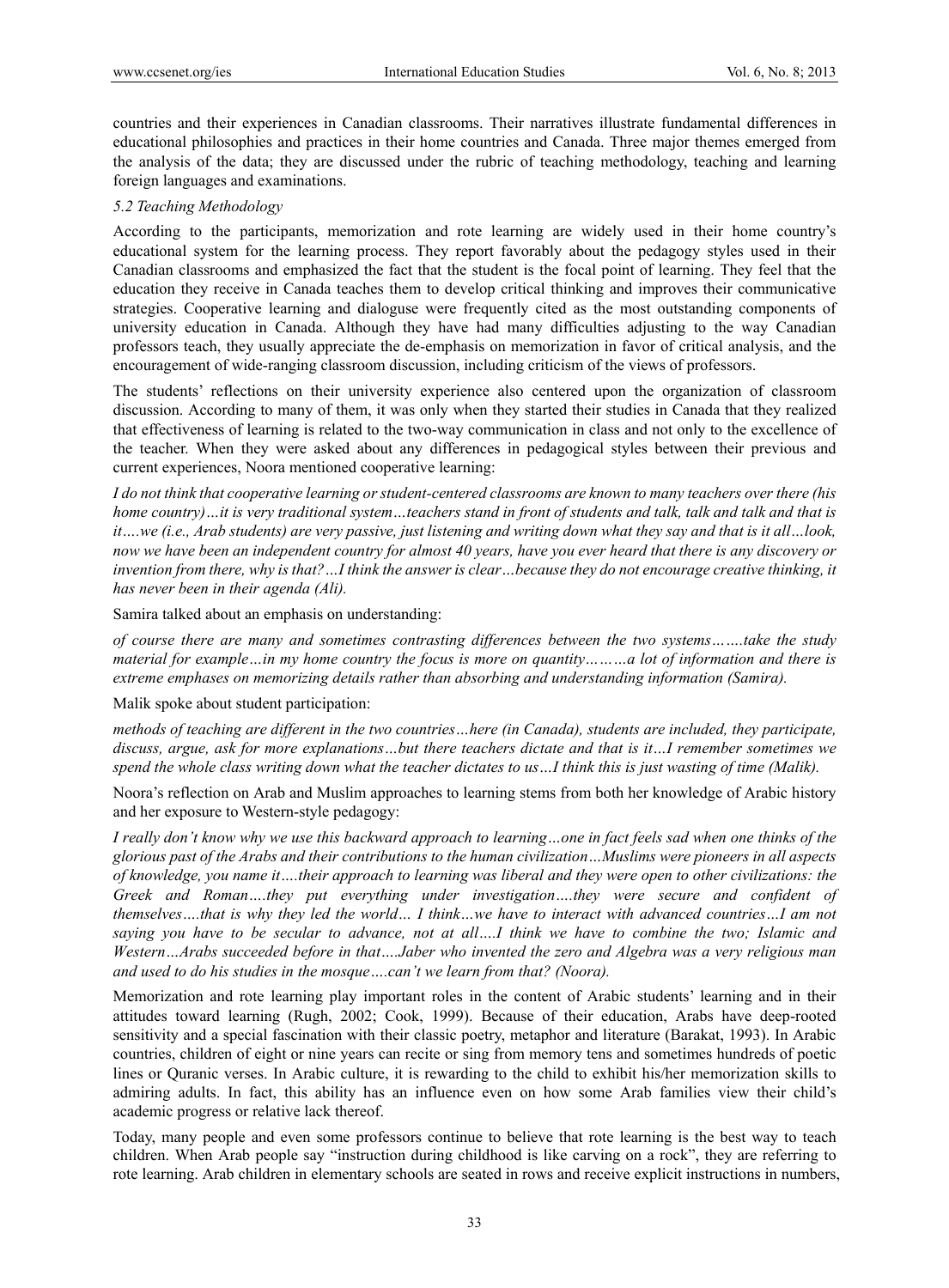countries and their experiences in Canadian classrooms. Their narratives illustrate fundamental differences in educational philosophies and practices in their home countries and Canada. Three major themes emerged from the analysis of the data; they are discussed under the rubric of teaching methodology, teaching and learning foreign languages and examinations.

### *5.2 Teaching Methodology*

According to the participants, memorization and rote learning are widely used in their home country's educational system for the learning process. They report favorably about the pedagogy styles used in their Canadian classrooms and emphasized the fact that the student is the focal point of learning. They feel that the education they receive in Canada teaches them to develop critical thinking and improves their communicative strategies. Cooperative learning and dialoguse were frequently cited as the most outstanding components of university education in Canada. Although they have had many difficulties adjusting to the way Canadian professors teach, they usually appreciate the de-emphasis on memorization in favor of critical analysis, and the encouragement of wide-ranging classroom discussion, including criticism of the views of professors.

The students' reflections on their university experience also centered upon the organization of classroom discussion. According to many of them, it was only when they started their studies in Canada that they realized that effectiveness of learning is related to the two-way communication in class and not only to the excellence of the teacher. When they were asked about any differences in pedagogical styles between their previous and current experiences, Noora mentioned cooperative learning:

*I do not think that cooperative learning or student-centered classrooms are known to many teachers over there (his home country)…it is very traditional system…teachers stand in front of students and talk, talk and talk and that is it….we (i.e., Arab students) are very passive, just listening and writing down what they say and that is it all…look, now we have been an independent country for almost 40 years, have you ever heard that there is any discovery or invention from there, why is that?…I think the answer is clear…because they do not encourage creative thinking, it has never been in their agenda (Ali).*

Samira talked about an emphasis on understanding:

*of course there are many and sometimes contrasting differences between the two systems…….take the study material for example…in my home country the focus is more on quantity………a lot of information and there is extreme emphases on memorizing details rather than absorbing and understanding information (Samira).*

Malik spoke about student participation:

*methods of teaching are different in the two countries…here (in Canada), students are included, they participate, discuss, argue, ask for more explanations…but there teachers dictate and that is it…I remember sometimes we spend the whole class writing down what the teacher dictates to us…I think this is just wasting of time (Malik).*

Noora's reflection on Arab and Muslim approaches to learning stems from both her knowledge of Arabic history and her exposure to Western-style pedagogy:

*I really don't know why we use this backward approach to learning…one in fact feels sad when one thinks of the glorious past of the Arabs and their contributions to the human civilization…Muslims were pioneers in all aspects of knowledge, you name it….their approach to learning was liberal and they were open to other civilizations: the Greek and Roman….they put everything under investigation….they were secure and confident of themselves….that is why they led the world… I think…we have to interact with advanced countries…I am not saying you have to be secular to advance, not at all….I think we have to combine the two; Islamic and Western…Arabs succeeded before in that….Jaber who invented the zero and Algebra was a very religious man and used to do his studies in the mosque….can't we learn from that? (Noora).*

Memorization and rote learning play important roles in the content of Arabic students' learning and in their attitudes toward learning (Rugh, 2002; Cook, 1999). Because of their education, Arabs have deep-rooted sensitivity and a special fascination with their classic poetry, metaphor and literature (Barakat, 1993). In Arabic countries, children of eight or nine years can recite or sing from memory tens and sometimes hundreds of poetic lines or Quranic verses. In Arabic culture, it is rewarding to the child to exhibit his/her memorization skills to admiring adults. In fact, this ability has an influence even on how some Arab families view their child's academic progress or relative lack thereof.

Today, many people and even some professors continue to believe that rote learning is the best way to teach children. When Arab people say "instruction during childhood is like carving on a rock", they are referring to rote learning. Arab children in elementary schools are seated in rows and receive explicit instructions in numbers,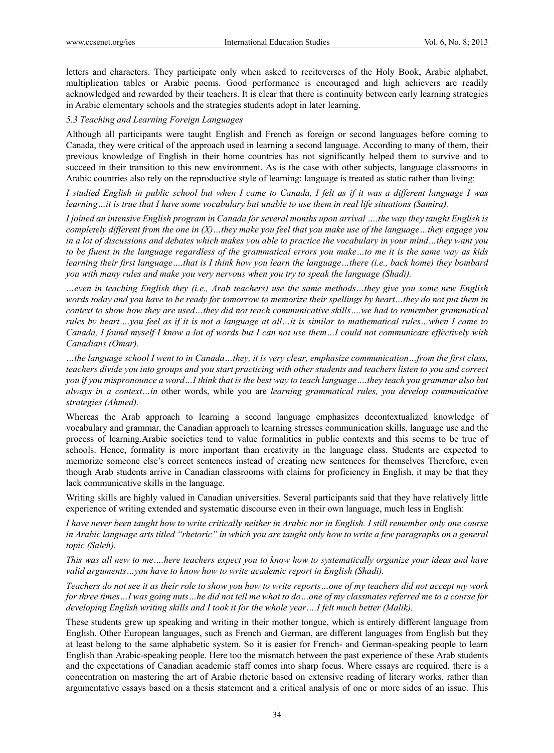letters and characters. They participate only when asked to reciteverses of the Holy Book, Arabic alphabet, multiplication tables or Arabic poems. Good performance is encouraged and high achievers are readily acknowledged and rewarded by their teachers. It is clear that there is continuity between early learning strategies in Arabic elementary schools and the strategies students adopt in later learning.

### *5.3 Teaching and Learning Foreign Languages*

Although all participants were taught English and French as foreign or second languages before coming to Canada, they were critical of the approach used in learning a second language. According to many of them, their previous knowledge of English in their home countries has not significantly helped them to survive and to succeed in their transition to this new environment. As is the case with other subjects, language classrooms in Arabic countries also rely on the reproductive style of learning: language is treated as static rather than living:

*I studied English in public school but when I came to Canada, I felt as if it was a different language I was learning…it is true that I have some vocabulary but unable to use them in real life situations (Samira).*

*I joined an intensive English program in Canada for several months upon arrival ….the way they taught English is completely different from the one in (X)…they make you feel that you make use of the language…they engage you in a lot of discussions and debates which makes you able to practice the vocabulary in your mind…they want you to be fluent in the language regardless of the grammatical errors you make…to me it is the same way as kids learning their first language….that is I think how you learn the language…there (i.e., back home) they bombard you with many rules and make you very nervous when you try to speak the language (Shadi).*

*…even in teaching English they (i.e., Arab teachers) use the same methods…they give you some new English words today and you have to be ready for tomorrow to memorize their spellings by heart…they do not put them in context to show how they are used…they did not teach communicative skills….we had to remember grammatical rules by heart….you feel as if it is not a language at all…it is similar to mathematical rules…when I came to Canada, I found myself I know a lot of words but I can not use them…I could not communicate effectively with Canadians (Omar).*

*…the language school I went to in Canada…they, it is very clear, emphasize communication…from the first class, teachers divide you into groups and you start practicing with other students and teachers listen to you and correct you if you mispronounce a word…I think that is the best way to teach language….they teach you grammar also but always in a context…in* other words, while you are *learning grammatical rules, you develop communicative strategies (Ahmed).*

Whereas the Arab approach to learning a second language emphasizes decontextualized knowledge of vocabulary and grammar, the Canadian approach to learning stresses communication skills, language use and the process of learning.Arabic societies tend to value formalities in public contexts and this seems to be true of schools. Hence, formality is more important than creativity in the language class. Students are expected to memorize someone else's correct sentences instead of creating new sentences for themselves Therefore, even though Arab students arrive in Canadian classrooms with claims for proficiency in English, it may be that they lack communicative skills in the language.

Writing skills are highly valued in Canadian universities. Several participants said that they have relatively little experience of writing extended and systematic discourse even in their own language, much less in English:

*I have never been taught how to write critically neither in Arabic nor in English. I still remember only one course in Arabic language arts titled "rhetoric" in which you are taught only how to write a few paragraphs on a general topic (Saleh).*

*This was all new to me….here teachers expect you to know how to systematically organize your ideas and have valid arguments…you have to know how to write academic report in English (Shadi).*

*Teachers do not see it as their role to show you how to write reports…one of my teachers did not accept my work for three times…I was going nuts…he did not tell me what to do…one of my classmates referred me to a course for developing English writing skills and I took it for the whole year….I felt much better (Malik).*

These students grew up speaking and writing in their mother tongue, which is entirely different language from English. Other European languages, such as French and German, are different languages from English but they at least belong to the same alphabetic system. So it is easier for French- and German-speaking people to learn English than Arabic-speaking people. Here too the mismatch between the past experience of these Arab students and the expectations of Canadian academic staff comes into sharp focus. Where essays are required, there is a concentration on mastering the art of Arabic rhetoric based on extensive reading of literary works, rather than argumentative essays based on a thesis statement and a critical analysis of one or more sides of an issue. This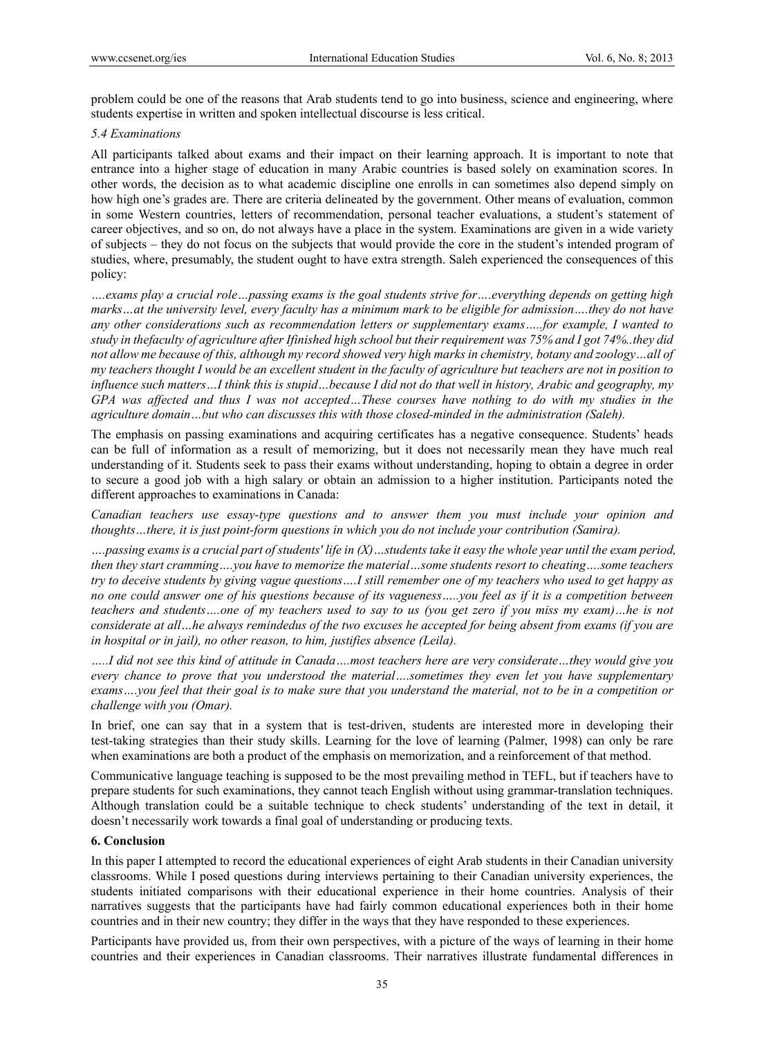problem could be one of the reasons that Arab students tend to go into business, science and engineering, where students expertise in written and spoken intellectual discourse is less critical.

### *5.4 Examinations*

All participants talked about exams and their impact on their learning approach. It is important to note that entrance into a higher stage of education in many Arabic countries is based solely on examination scores. In other words, the decision as to what academic discipline one enrolls in can sometimes also depend simply on how high one's grades are. There are criteria delineated by the government. Other means of evaluation, common in some Western countries, letters of recommendation, personal teacher evaluations, a student's statement of career objectives, and so on, do not always have a place in the system. Examinations are given in a wide variety of subjects – they do not focus on the subjects that would provide the core in the student's intended program of studies, where, presumably, the student ought to have extra strength. Saleh experienced the consequences of this policy:

*….exams play a crucial role…passing exams is the goal students strive for….everything depends on getting high marks…at the university level, every faculty has a minimum mark to be eligible for admission….they do not have any other considerations such as recommendation letters or supplementary exams…..for example, I wanted to study in thefaculty of agriculture after Ifinished high school but their requirement was 75% and I got 74%..they did not allow me because of this, although my record showed very high marks in chemistry, botany and zoology…all of my teachers thought I would be an excellent student in the faculty of agriculture but teachers are not in position to influence such matters…I think this is stupid…because I did not do that well in history, Arabic and geography, my GPA was affected and thus I was not accepted…These courses have nothing to do with my studies in the agriculture domain…but who can discusses this with those closed-minded in the administration (Saleh).*

The emphasis on passing examinations and acquiring certificates has a negative consequence. Students' heads can be full of information as a result of memorizing, but it does not necessarily mean they have much real understanding of it. Students seek to pass their exams without understanding, hoping to obtain a degree in order to secure a good job with a high salary or obtain an admission to a higher institution. Participants noted the different approaches to examinations in Canada:

*Canadian teachers use essay-type questions and to answer them you must include your opinion and thoughts…there, it is just point-form questions in which you do not include your contribution (Samira).*

*….passing exams is a crucial part of students' life in (X)…students take it easy the whole year until the exam period, then they start cramming….you have to memorize the material….some students resort to cheating….some teachers try to deceive students by giving vague questions….I still remember one of my teachers who used to get happy as no one could answer one of his questions because of its vagueness…..you feel as if it is a competition between teachers and students….one of my teachers used to say to us (you get zero if you miss my exam)…he is not considerate at all…he always remindedus of the two excuses he accepted for being absent from exams (if you are in hospital or in jail), no other reason, to him, justifies absence (Leila).*

*…..I did not see this kind of attitude in Canada….most teachers here are very considerate…they would give you every chance to prove that you understood the material….sometimes they even let you have supplementary exams….you feel that their goal is to make sure that you understand the material, not to be in a competition or challenge with you (Omar).*

In brief, one can say that in a system that is test-driven, students are interested more in developing their test-taking strategies than their study skills. Learning for the love of learning (Palmer, 1998) can only be rare when examinations are both a product of the emphasis on memorization, and a reinforcement of that method.

Communicative language teaching is supposed to be the most prevailing method in TEFL, but if teachers have to prepare students for such examinations, they cannot teach English without using grammar-translation techniques. Although translation could be a suitable technique to check students' understanding of the text in detail, it doesn't necessarily work towards a final goal of understanding or producing texts.

## 6. Conclusion

In this paper I attempted to record the educational experiences of eight Arab students in their Canadian university classrooms. While I posed questions during interviews pertaining to their Canadian university experiences, the students initiated comparisons with their educational experience in their home countries. Analysis of their narratives suggests that the participants have had fairly common educational experiences both in their home countries and in their new country; they differ in the ways that they have responded to these experiences.

Participants have provided us, from their own perspectives, with a picture of the ways of learning in their home countries and their experiences in Canadian classrooms. Their narratives illustrate fundamental differences in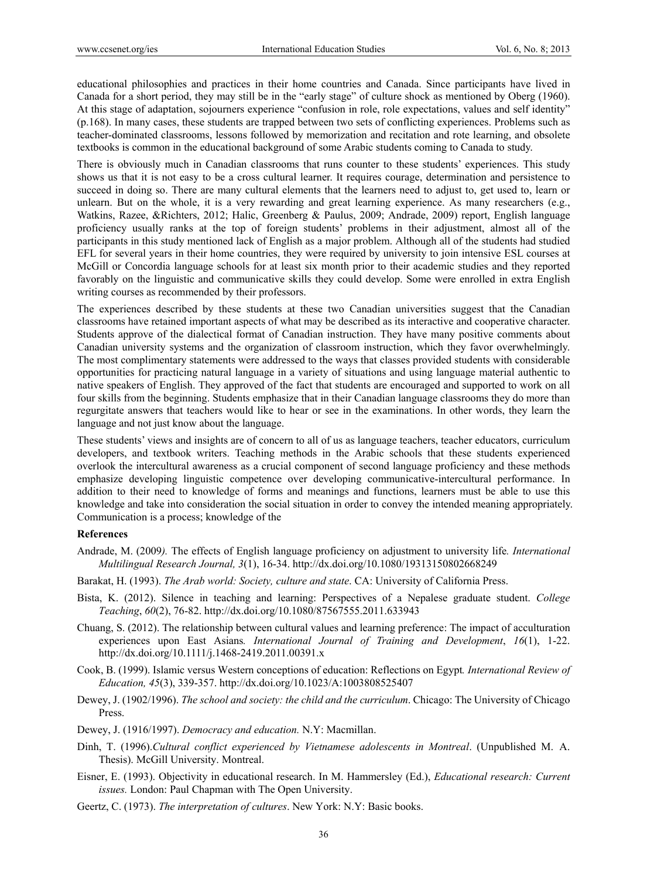educational philosophies and practices in their home countries and Canada. Since participants have lived in Canada for a short period, they may still be in the "early stage" of culture shock as mentioned by Oberg (1960). At this stage of adaptation, sojourners experience "confusion in role, role expectations, values and self identity" (p.168). In many cases, these students are trapped between two sets of conflicting experiences. Problems such as teacher-dominated classrooms, lessons followed by memorization and recitation and rote learning, and obsolete textbooks is common in the educational background of some Arabic students coming to Canada to study.

There is obviously much in Canadian classrooms that runs counter to these students' experiences. This study shows us that it is not easy to be a cross cultural learner. It requires courage, determination and persistence to succeed in doing so. There are many cultural elements that the learners need to adjust to, get used to, learn or unlearn. But on the whole, it is a very rewarding and great learning experience. As many researchers (e.g., Watkins, Razee, &Richters, 2012; Halic, Greenberg & Paulus, 2009; Andrade, 2009) report, English language proficiency usually ranks at the top of foreign students' problems in their adjustment, almost all of the participants in this study mentioned lack of English as a major problem. Although all of the students had studied EFL for several years in their home countries, they were required by university to join intensive ESL courses at McGill or Concordia language schools for at least six month prior to their academic studies and they reported favorably on the linguistic and communicative skills they could develop. Some were enrolled in extra English writing courses as recommended by their professors.

The experiences described by these students at these two Canadian universities suggest that the Canadian classrooms have retained important aspects of what may be described as its interactive and cooperative character. Students approve of the dialectical format of Canadian instruction. They have many positive comments about Canadian university systems and the organization of classroom instruction, which they favor overwhelmingly. The most complimentary statements were addressed to the ways that classes provided students with considerable opportunities for practicing natural language in a variety of situations and using language material authentic to native speakers of English. They approved of the fact that students are encouraged and supported to work on all four skills from the beginning. Students emphasize that in their Canadian language classrooms they do more than regurgitate answers that teachers would like to hear or see in the examinations. In other words, they learn the language and not just know about the language.

These students' views and insights are of concern to all of us as language teachers, teacher educators, curriculum developers, and textbook writers. Teaching methods in the Arabic schools that these students experienced overlook the intercultural awareness as a crucial component of second language proficiency and these methods emphasize developing linguistic competence over developing communicative-intercultural performance. In addition to their need to knowledge of forms and meanings and functions, learners must be able to use this knowledge and take into consideration the social situation in order to convey the intended meaning appropriately. Communication is a process; knowledge of the

## References

Andrade, M. (2009). The effects of English language proficiency on adjustment to university life. *International Multilingual Research Journal, 3*(1), 16-34. http://dx.doi.org/10.1080/19313150802668249

Barakat, H. (1993). *The Arab world: Society, culture and state*. CA: University of California Press.

Bista, K. (2012). Silence in teaching and learning: Perspectives of a Nepalese graduate student. *College Teaching*, *60*(2), 76-82. http://dx.doi.org/10.1080/87567555.2011.633943

Chuang, S. (2012). The relationship between cultural values and learning preference: The impact of acculturation experiences upon East Asians. *International Journal of Training and Development*, *16*(1), 1-22. http://dx.doi.org/10.1111/j.1468-2419.2011.00391.x

Cook, B. (1999). Islamic versus Western conceptions of education: Reflections on Egypt. *International Review of Education, 45*(3), 339-357. http://dx.doi.org/10.1023/A:1003808525407

Dewey, J. (1902/1996). *The school and society: the child and the curriculum*. Chicago: The University of Chicago Press.

Dewey, J. (1916/1997). *Democracy and education.* N.Y: Macmillan.

Dinh, T. (1996). *Cultural conflict experienced by Vietnamese adolescents in Montreal*. (Unpublished M. A. Thesis). McGill University. Montreal.

Eisner, E. (1993). Objectivity in educational research. In M. Hammersley (Ed.), *Educational research: Current issues.* London: Paul Chapman with The Open University.

Geertz, C. (1973). *The interpretation of cultures*. New York: N.Y: Basic books.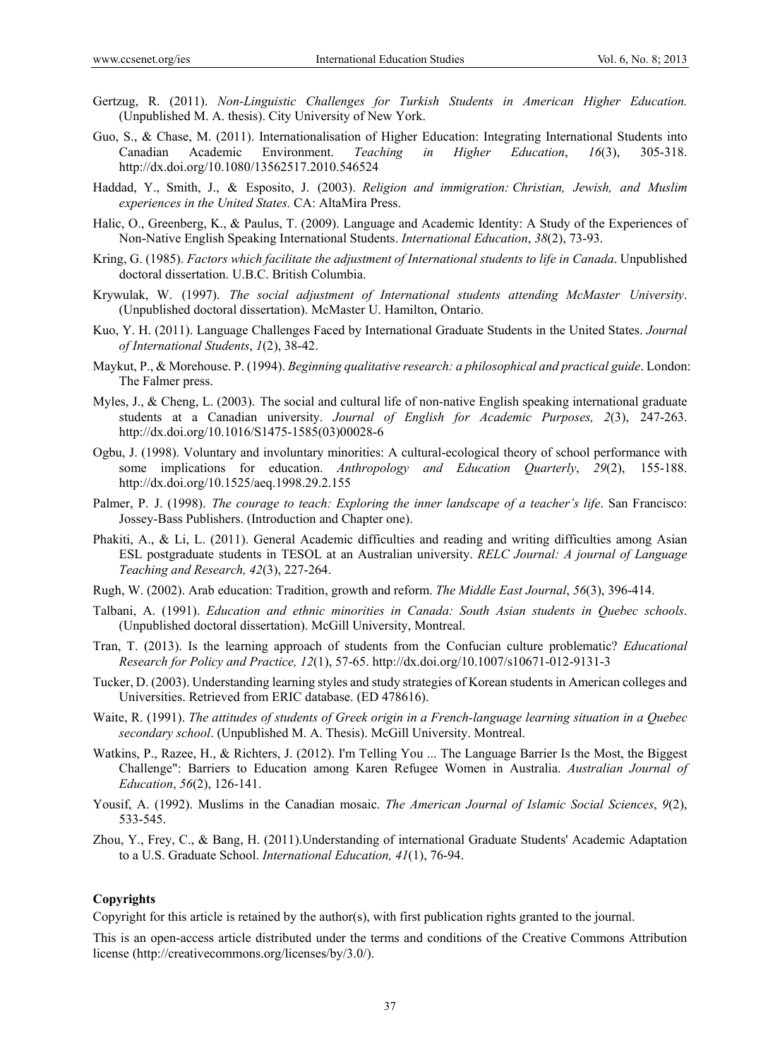Gertzug, R. (2011). *Non-Linguistic Challenges for Turkish Students in American Higher Education.* (Unpublished M. A. thesis). City University of New York.

Guo, S., & Chase, M. (2011). Internationalisation of Higher Education: Integrating International Students into Canadian Academic Environment. *Teaching in Higher Education*, *16*(3), 305-318. http://dx.doi.org/10.1080/13562517.2010.546524

Haddad, Y., Smith, J., & Esposito, J. (2003). *Religion and immigration: Christian, Jewish, and Muslim experiences in the United States.* CA: AltaMira Press.

Halic, O., Greenberg, K., & Paulus, T. (2009). Language and Academic Identity: A Study of the Experiences of Non-Native English Speaking International Students. *International Education*, *38*(2), 73-93.

Kring, G. (1985). *Factors which facilitate the adjustment of International students to life in Canada*. Unpublished doctoral dissertation. U.B.C. British Columbia.

Krywulak, W. (1997). *The social adjustment of International students attending McMaster University*. (Unpublished doctoral dissertation). McMaster U. Hamilton, Ontario.

Kuo, Y. H. (2011). Language Challenges Faced by International Graduate Students in the United States. *Journal of International Students*, *1*(2), 38-42.

Maykut, P., & Morehouse. P. (1994). *Beginning qualitative research: a philosophical and practical guide*. London: The Falmer press.

Myles, J., & Cheng, L. (2003). The social and cultural life of non-native English speaking international graduate students at a Canadian university. *Journal of English for Academic Purposes, 2*(3), 247-263. http://dx.doi.org/10.1016/S1475-1585(03)00028-6

Ogbu, J. (1998). Voluntary and involuntary minorities: A cultural-ecological theory of school performance with some implications for education. *Anthropology and Education Quarterly*, *29*(2), 155-188. http://dx.doi.org/10.1525/aeq.1998.29.2.155

Palmer, P. J. (1998). *The courage to teach: Exploring the inner landscape of a teacher's life*. San Francisco: Jossey-Bass Publishers. (Introduction and Chapter one).

Phakiti, A., & Li, L. (2011). General Academic difficulties and reading and writing difficulties among Asian ESL postgraduate students in TESOL at an Australian university. *RELC Journal: A journal of Language Teaching and Research, 42*(3), 227-264.

Rugh, W. (2002). Arab education: Tradition, growth and reform. *The Middle East Journal*, *56*(3), 396-414.

Talbani, A. (1991). *Education and ethnic minorities in Canada: South Asian students in Quebec schools*. (Unpublished doctoral dissertation). McGill University, Montreal.

Tran, T. (2013). Is the learning approach of students from the Confucian culture problematic? *Educational Research for Policy and Practice, 12*(1), 57-65. http://dx.doi.org/10.1007/s10671-012-9131-3

Tucker, D. (2003). Understanding learning styles and study strategies of Korean students in American colleges and Universities. Retrieved from ERIC database. (ED 478616).

Waite, R. (1991). *The attitudes of students of Greek origin in a French-language learning situation in a Quebec secondary school*. (Unpublished M. A. Thesis). McGill University. Montreal.

Watkins, P., Razee, H., & Richters, J. (2012). I'm Telling You ... The Language Barrier Is the Most, the Biggest Challenge": Barriers to Education among Karen Refugee Women in Australia. *Australian Journal of Education*, *56*(2), 126-141.

Yousif, A. (1992). Muslims in the Canadian mosaic. *The American Journal of Islamic Social Sciences*, *9*(2), 533-545.

Zhou, Y., Frey, C., & Bang, H. (2011).Understanding of international Graduate Students' Academic Adaptation to a U.S. Graduate School. *International Education, 41*(1), 76-94.

**Copyrights**

Copyright for this article is retained by the author(s), with first publication rights granted to the journal.

This is an open-access article distributed under the terms and conditions of the Creative Commons Attribution license (http://creativecommons.org/licenses/by/3.0/).